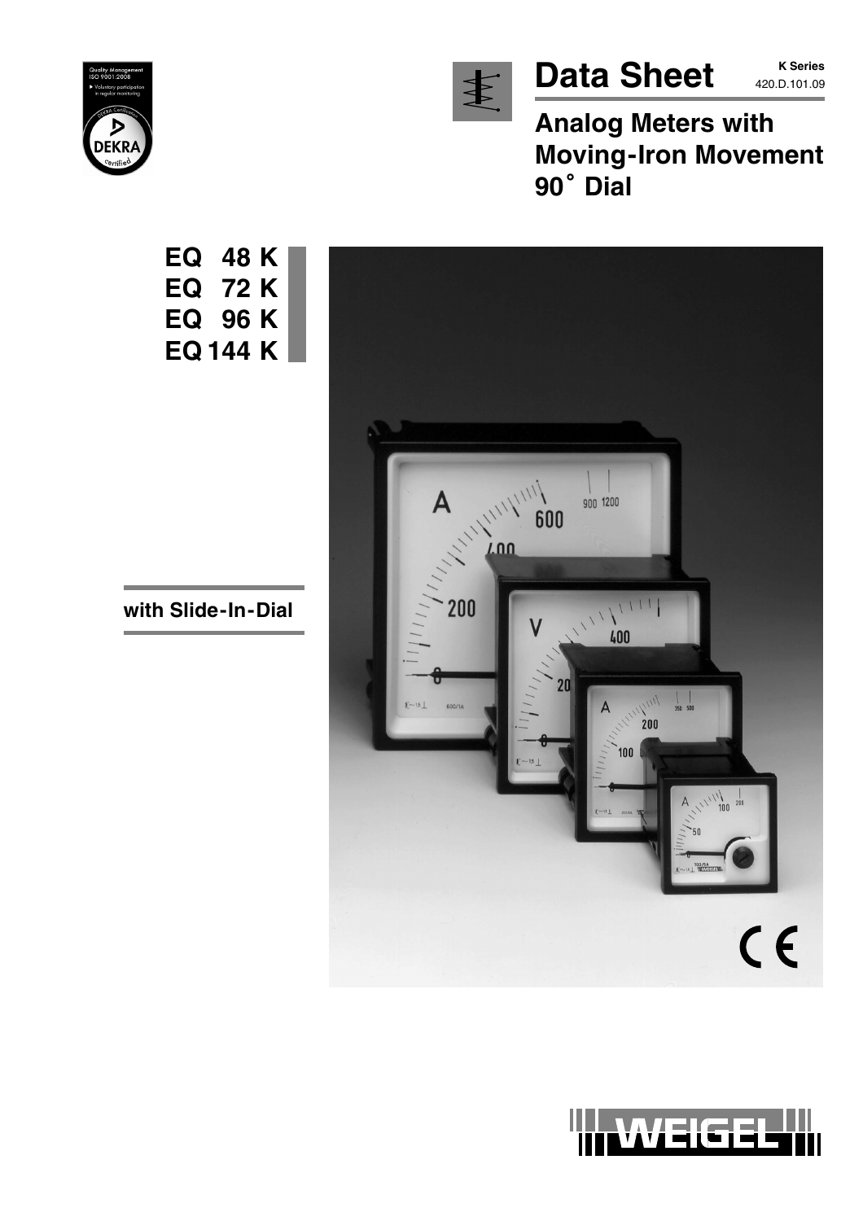# Data Sheet

**K Series**
420.D.101.09

## Analog Meters with Moving-Iron Movement 90° Dial

**EQ 48 K**
**EQ 72 K**
**EQ 96 K**
**EQ 144 K**

**with Slide-In-Dial**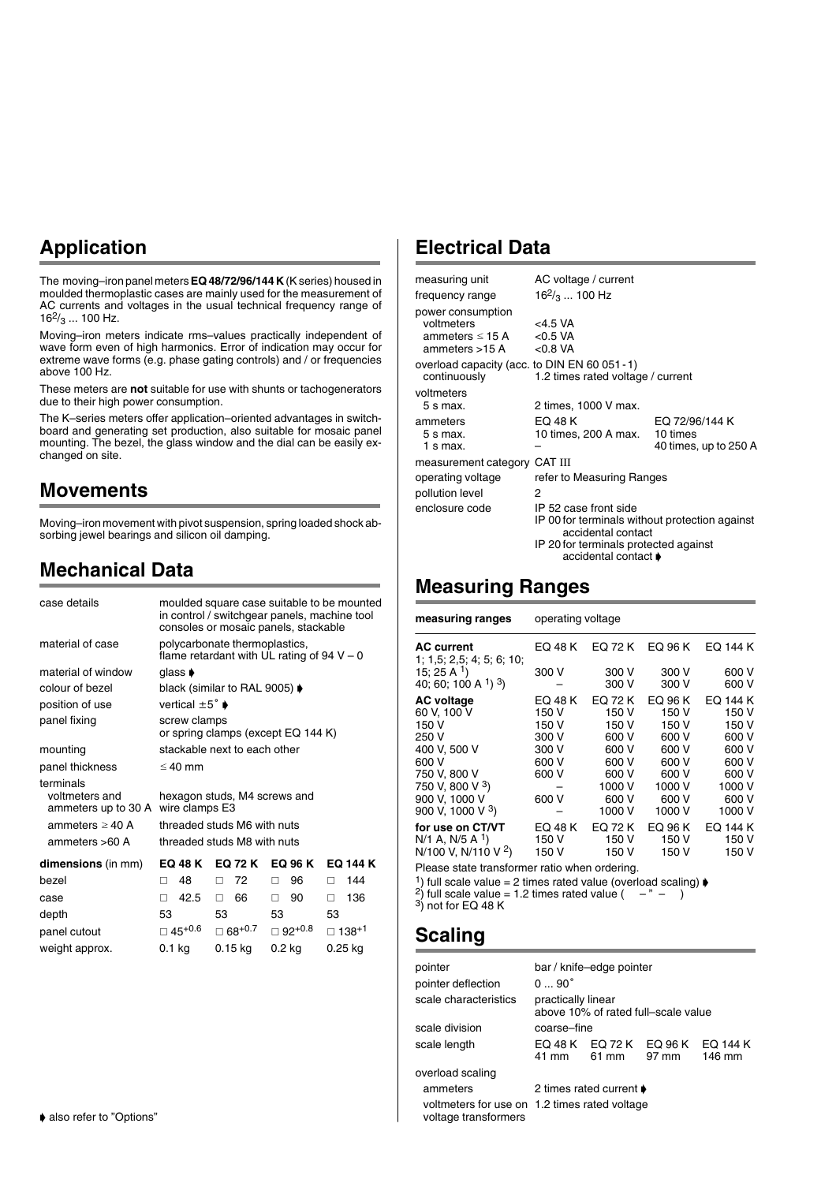## Application

The moving–iron panel meters **EQ 48/72/96/144 K** (K series) housed in moulded thermoplastic cases are mainly used for the measurement of AC currents and voltages in the usual technical frequency range of $16^2/_3$ ... 100 Hz.

Moving–iron meters indicate rms–values practically independent of wave form even of high harmonics. Error of indication may occur for extreme wave forms (e.g. phase gating controls) and / or frequencies above 100 Hz.

These meters are **not** suitable for use with shunts or tachogenerators due to their high power consumption.

The K–series meters offer application–oriented advantages in switchboard and generating set production, also suitable for mosaic panel mounting. The bezel, the glass window and the dial can be easily exchanged on site.

## Movements

Moving–iron movement with pivot suspension, spring loaded shock absorbing jewel bearings and silicon oil damping.

## Mechanical Data

| | |
|---|---|
| case details | moulded square case suitable to be mounted in control / switchgear panels, machine tool consoles or mosaic panels, stackable |
| material of case | polycarbonate thermoplastics, flame retardant with UL rating of 94 V – 0 |
| material of window | glass ➧ |
| colour of bezel | black (similar to RAL 9005) ➧ |
| position of use | vertical ±5° ➧ |
| panel fixing | screw clamps or spring clamps (except EQ 144 K) |
| mounting | stackable next to each other |
| panel thickness | ≤ 40 mm |
| terminals | |
| voltmeters and ammeters up to 30 A | hexagon studs, M4 screws and wire clamps E3 |
| ammeters ≥ 40 A | threaded studs M6 with nuts |
| ammeters >60 A | threaded studs M8 with nuts |

| **dimensions** (in mm) | **EQ 48 K** | **EQ 72 K** | **EQ 96 K** | **EQ 144 K** |
|---|---|---|---|---|
| bezel | □ 48 | □ 72 | □ 96 | □ 144 |
| case | □ 42.5 | □ 66 | □ 90 | □ 136 |
| depth | 53 | 53 | 53 | 53 |
| panel cutout | □ $45^{+0.6}$ | □ $68^{+0.7}$ | □ $92^{+0.8}$ | □ $138^{+1}$ |
| weight approx. | 0.1 kg | 0.15 kg | 0.2 kg | 0.25 kg |

➧ also refer to "Options"

## Electrical Data

| | | |
|---|---|---|
| measuring unit | AC voltage / current | |
| frequency range | $16^2/_3$ ... 100 Hz | |
| power consumption | | |
| voltmeters | <4.5 VA | |
| ammeters ≤ 15 A | <0.5 VA | |
| ammeters >15 A | <0.8 VA | |
| overload capacity (acc. to DIN EN 60 051 - 1) | | |
| continuously | 1.2 times rated voltage / current | |
| voltmeters | | |
| 5 s max. | 2 times, 1000 V max. | |
| ammeters | EQ 48 K | EQ 72/96/144 K |
| 5 s max. | 10 times, 200 A max. | 10 times |
| 1 s max. | – | 40 times, up to 250 A |
| measurement category | CAT III | |
| operating voltage | refer to Measuring Ranges | |
| pollution level | 2 | |
| enclosure code | IP 52 case front side<br>IP 00 for terminals without protection against accidental contact<br>IP 20 for terminals protected against accidental contact ➧ | |

## Measuring Ranges

| **measuring ranges** | operating voltage | | | |
|---|---|---|---|---|
| **AC current** | EQ 48 K | EQ 72 K | EQ 96 K | EQ 144 K |
| 1; 1,5; 2,5; 4; 5; 6; 10; 15; 25 A [1] | 300 V | 300 V | 300 V | 600 V |
| 40; 60; 100 A [1] [3] | – | 300 V | 300 V | 600 V |
| **AC voltage** | EQ 48 K | EQ 72 K | EQ 96 K | EQ 144 K |
| 60 V, 100 V | 150 V | 150 V | 150 V | 150 V |
| 150 V | 150 V | 150 V | 150 V | 150 V |
| 250 V | 300 V | 600 V | 600 V | 600 V |
| 400 V, 500 V | 300 V | 600 V | 600 V | 600 V |
| 600 V | 600 V | 600 V | 600 V | 600 V |
| 750 V, 800 V | 600 V | 600 V | 600 V | 600 V |
| 750 V, 800 V [3] | – | 1000 V | 1000 V | 1000 V |
| 900 V, 1000 V | 600 V | 600 V | 600 V | 600 V |
| 900 V, 1000 V [3] | – | 1000 V | 1000 V | 1000 V |
| **for use on CT/VT** | EQ 48 K | EQ 72 K | EQ 96 K | EQ 144 K |
| N/1 A, N/5 A [1] | 150 V | 150 V | 150 V | 150 V |
| N/100 V, N/110 V [2] | 150 V | 150 V | 150 V | 150 V |

Please state transformer ratio when ordering.

[1]) full scale value = 2 times rated value (overload scaling) ➧
[2]) full scale value = 1.2 times rated value ( – " – )
[3]) not for EQ 48 K

## Scaling

| | | | | |
|---|---|---|---|---|
| pointer | bar / knife–edge pointer | | | |
| pointer deflection | 0 ... 90° | | | |
| scale characteristics | practically linear above 10% of rated full–scale value | | | |
| scale division | coarse–fine | | | |
| scale length | EQ 48 K<br>41 mm | EQ 72 K<br>61 mm | EQ 96 K<br>97 mm | EQ 144 K<br>146 mm |
| overload scaling | | | | |
| ammeters | 2 times rated current ➧ | | | |
| voltmeters for use on voltage transformers | 1.2 times rated voltage | | | |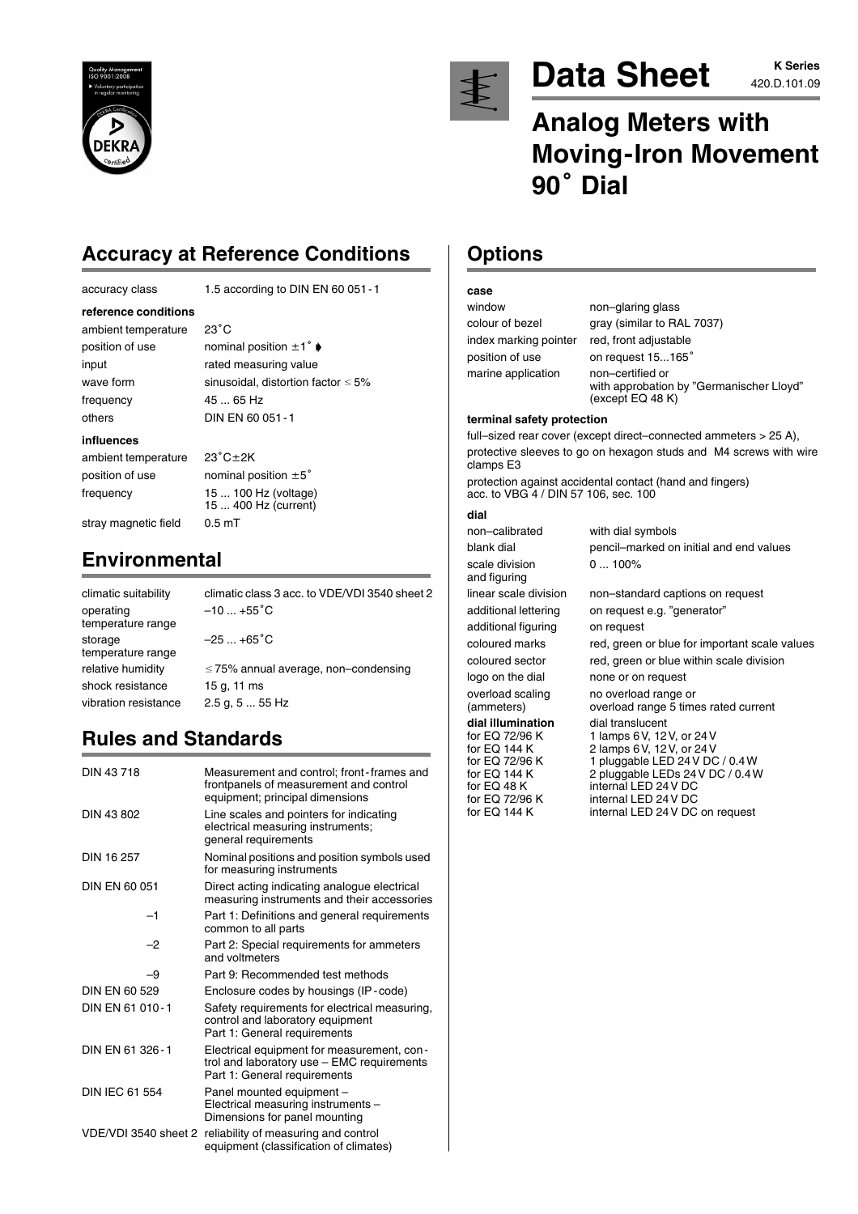# Data Sheet

K Series
420.D.101.09

# Analog Meters with Moving-Iron Movement 90˚ Dial

## Accuracy at Reference Conditions

| | |
|---|---|
| accuracy class | 1.5 according to DIN EN 60 051-1 |
| **reference conditions** | |
| ambient temperature | 23˚C |
| position of use | nominal position ±1˚ |
| input | rated measuring value |
| wave form | sinusoidal, distortion factor ≤ 5% |
| frequency | 45 ... 65 Hz |
| others | DIN EN 60 051-1 |
| **influences** | |
| ambient temperature | 23˚C±2K |
| position of use | nominal position ±5˚ |
| frequency | 15 ... 100 Hz (voltage)<br>15 ... 400 Hz (current) |
| stray magnetic field | 0.5 mT |

## Environmental

| | |
|---|---|
| climatic suitability | climatic class 3 acc. to VDE/VDI 3540 sheet 2 |
| operating temperature range | –10 ... +55˚C |
| storage temperature range | –25 ... +65˚C |
| relative humidity | ≤ 75% annual average, non–condensing |
| shock resistance | 15 g, 11 ms |
| vibration resistance | 2.5 g, 5 ... 55 Hz |

## Rules and Standards

| | |
|---|---|
| DIN 43 718 | Measurement and control; front-frames and frontpanels of measurement and control equipment; principal dimensions |
| DIN 43 802 | Line scales and pointers for indicating electrical measuring instruments; general requirements |
| DIN 16 257 | Nominal positions and position symbols used for measuring instruments |
| DIN EN 60 051 | Direct acting indicating analogue electrical measuring instruments and their accessories |
| –1 | Part 1: Definitions and general requirements common to all parts |
| –2 | Part 2: Special requirements for ammeters and voltmeters |
| –9 | Part 9: Recommended test methods |
| DIN EN 60 529 | Enclosure codes by housings (IP-code) |
| DIN EN 61 010-1 | Safety requirements for electrical measuring, control and laboratory equipment Part 1: General requirements |
| DIN EN 61 326-1 | Electrical equipment for measurement, control and laboratory use – EMC requirements Part 1: General requirements |
| DIN IEC 61 554 | Panel mounted equipment – Electrical measuring instruments – Dimensions for panel mounting |
| VDE/VDI 3540 sheet 2 | reliability of measuring and control equipment (classification of climates) |

## Options

**case**

| | |
|---|---|
| window | non–glaring glass |
| colour of bezel | gray (similar to RAL 7037) |
| index marking pointer | red, front adjustable |
| position of use | on request 15...165˚ |
| marine application | non–certified or with approbation by "Germanischer Lloyd" (except EQ 48 K) |

**terminal safety protection**

full–sized rear cover (except direct–connected ammeters > 25 A),
protective sleeves to go on hexagon studs and M4 screws with wire clamps E3

protection against accidental contact (hand and fingers) acc. to VBG 4 / DIN 57 106, sec. 100

**dial**

| | |
|---|---|
| non–calibrated | with dial symbols |
| blank dial | pencil–marked on initial and end values |
| scale division and figuring | 0 ... 100% |
| linear scale division | non–standard captions on request |
| additional lettering | on request e.g. "generator" |
| additional figuring | on request |
| coloured marks | red, green or blue for important scale values |
| coloured sector | red, green or blue within scale division |
| logo on the dial | none or on request |
| overload scaling (ammeters) | no overload range or overload range 5 times rated current |
| **dial illumination** | dial translucent |
| for EQ 72/96 K | 1 lamps 6 V, 12 V, or 24 V |
| for EQ 144 K | 2 lamps 6 V, 12 V, or 24 V |
| for EQ 72/96 K | 1 pluggable LED 24 V DC / 0.4 W |
| for EQ 144 K | 2 pluggable LEDs 24 V DC / 0.4 W |
| for EQ 48 K | internal LED 24 V DC |
| for EQ 72/96 K | internal LED 24 V DC |
| for EQ 144 K | internal LED 24 V DC on request |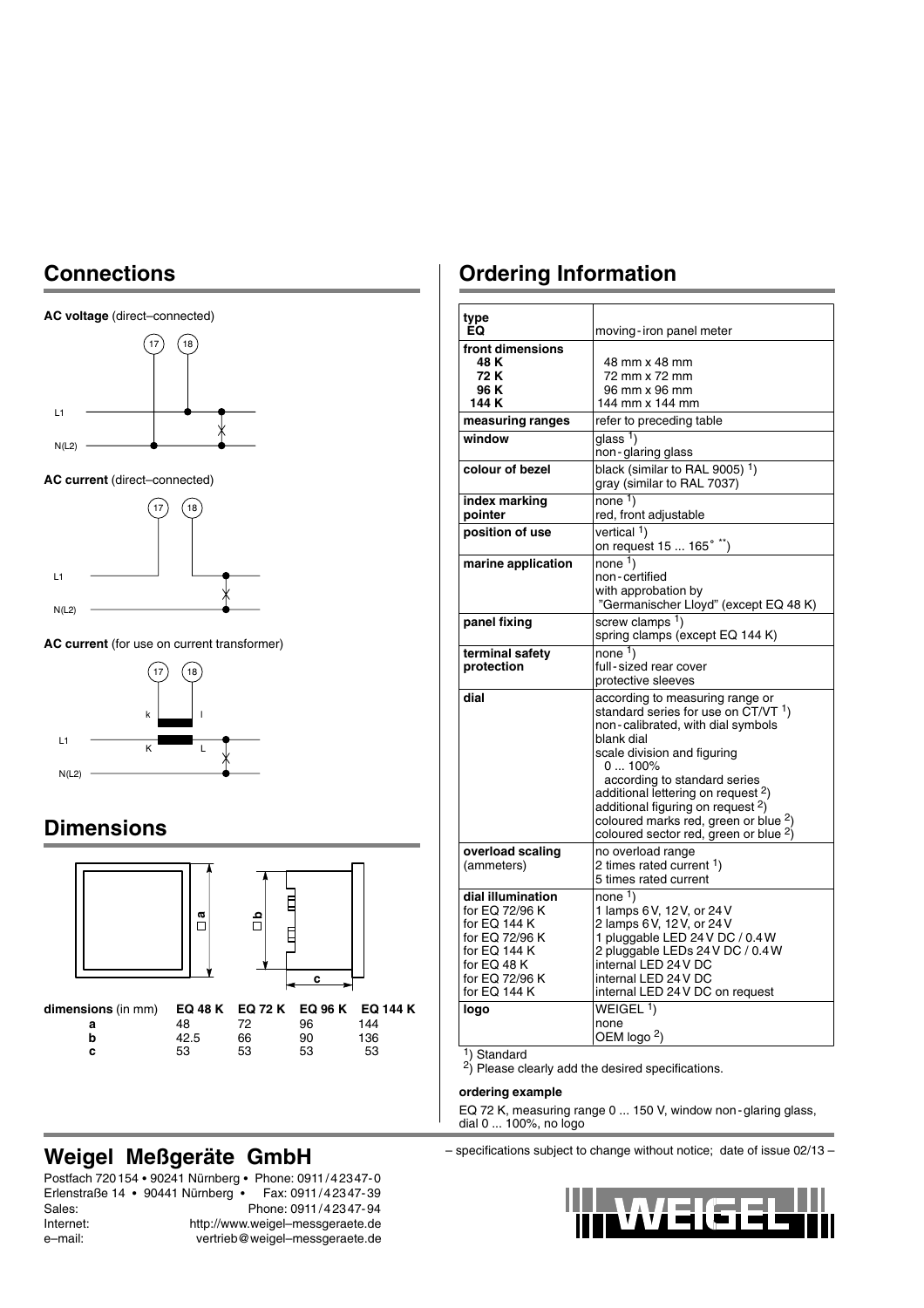## Connections

**AC voltage** (direct–connected)

17
18
L1
N(L2)

**AC current** (direct–connected)

17
18
L1
N(L2)

**AC current** (for use on current transformer)

17
18
k
l
K
L
L1
N(L2)

## Dimensions

□a
□b
c

| dimensions (in mm) | EQ 48 K | EQ 72 K | EQ 96 K | EQ 144 K |
|---|---|---|---|---|
| a | 48 | 72 | 96 | 144 |
| b | 42.5 | 66 | 90 | 136 |
| c | 53 | 53 | 53 | 53 |

## Ordering Information

| | |
|---|---|
| **type**<br>**EQ** | moving-iron panel meter |
| **front dimensions**<br>**48 K**<br>**72 K**<br>**96 K**<br>**144 K** | <br>48 mm x 48 mm<br>72 mm x 72 mm<br>96 mm x 96 mm<br>144 mm x 144 mm |
| **measuring ranges** | refer to preceding table |
| **window** | glass [1]<br>non-glaring glass |
| **colour of bezel** | black (similar to RAL 9005) [1]<br>gray (similar to RAL 7037) |
| **index marking pointer** | none [1]<br>red, front adjustable |
| **position of use** | vertical [1]<br>on request 15 ... 165° ** ) |
| **marine application** | none [1]<br>non-certified<br>with approbation by "Germanischer Lloyd" (except EQ 48 K) |
| **panel fixing** | screw clamps [1]<br>spring clamps (except EQ 144 K) |
| **terminal safety protection** | none [1]<br>full-sized rear cover<br>protective sleeves |
| **dial** | according to measuring range or standard series for use on CT/VT [1]<br>non-calibrated, with dial symbols<br>blank dial<br>scale division and figuring<br>0 ... 100%<br>according to standard series<br>additional lettering on request [2]<br>additional figuring on request [2]<br>coloured marks red, green or blue [2]<br>coloured sector red, green or blue [2] |
| **overload scaling** (ammeters) | no overload range<br>2 times rated current [1]<br>5 times rated current |
| **dial illumination**<br>for EQ 72/96 K<br>for EQ 144 K<br>for EQ 72/96 K<br>for EQ 144 K<br>for EQ 48 K<br>for EQ 72/96 K<br>for EQ 144 K | none [1]<br>1 lamps 6 V, 12 V, or 24 V<br>2 lamps 6 V, 12 V, or 24 V<br>1 pluggable LED 24 V DC / 0.4 W<br>2 pluggable LEDs 24 V DC / 0.4 W<br>internal LED 24 V DC<br>internal LED 24 V DC<br>internal LED 24 V DC on request |
| **logo** | WEIGEL [1]<br>none<br>OEM logo [2] |

[1]) Standard
[2]) Please clearly add the desired specifications.

**ordering example**

EQ 72 K, measuring range 0 ... 150 V, window non-glaring glass, dial 0 ... 100%, no logo

– specifications subject to change without notice; date of issue 02/13 –

## Weigel Meßgeräte GmbH

Postfach 720 154 • 90241 Nürnberg • Phone: 0911 / 4 23 47 - 0
Erlenstraße 14 • 90441 Nürnberg • Fax: 0911 / 4 23 47 - 39
Sales: Phone: 0911 / 4 23 47 - 94
Internet: http://www.weigel–messgeraete.de
e–mail: vertrieb@weigel–messgeraete.de

WEIGEL